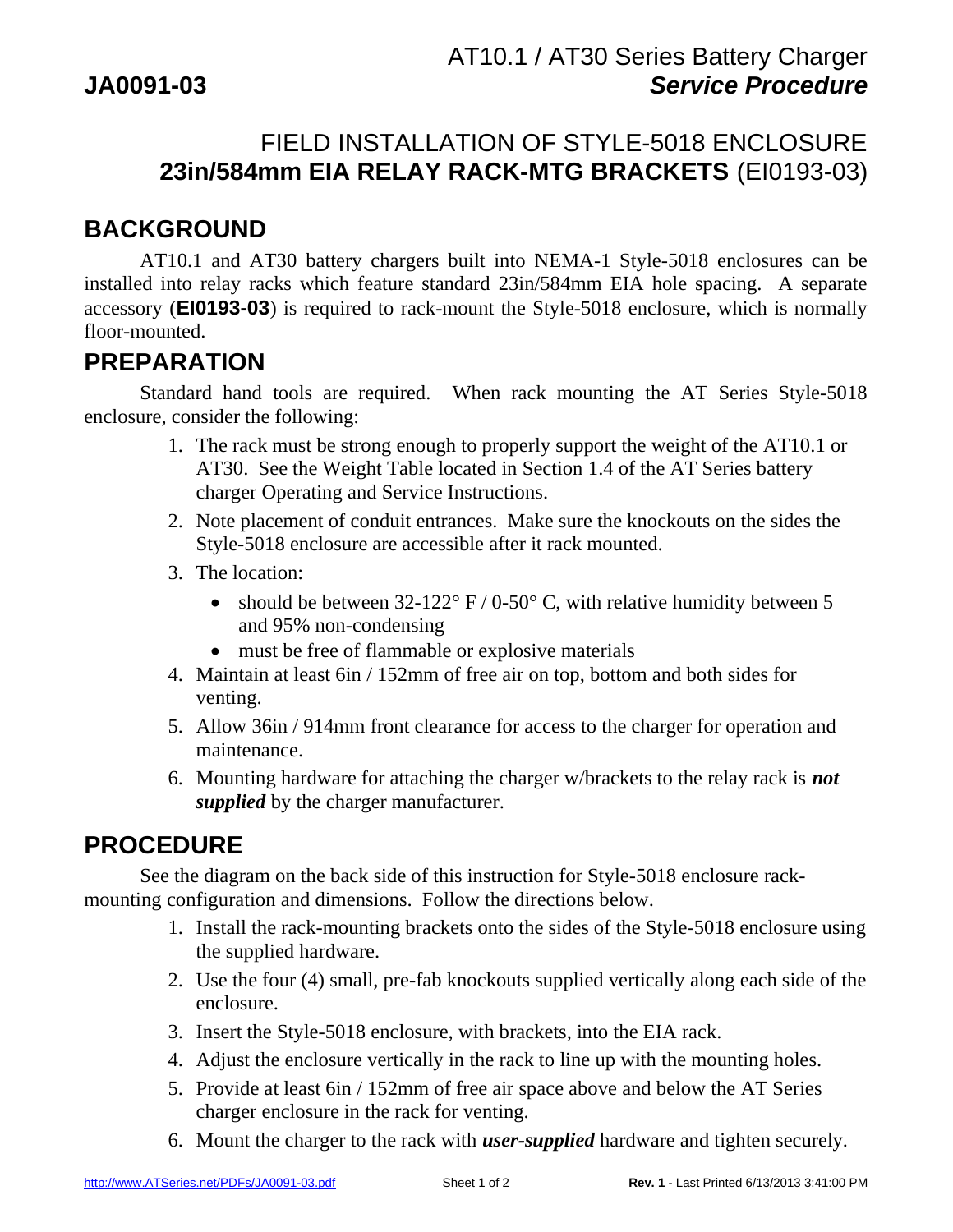# AT10.1 / AT30 Series Battery Charger

**JA0091-03** ***Service Procedure***

## FIELD INSTALLATION OF STYLE-5018 ENCLOSURE **23in/584mm EIA RELAY RACK-MTG BRACKETS** (EI0193-03)

## BACKGROUND

AT10.1 and AT30 battery chargers built into NEMA-1 Style-5018 enclosures can be installed into relay racks which feature standard 23in/584mm EIA hole spacing. A separate accessory (**EI0193-03**) is required to rack-mount the Style-5018 enclosure, which is normally floor-mounted.

## PREPARATION

Standard hand tools are required. When rack mounting the AT Series Style-5018 enclosure, consider the following:

1. The rack must be strong enough to properly support the weight of the AT10.1 or AT30. See the Weight Table located in Section 1.4 of the AT Series battery charger Operating and Service Instructions.
2. Note placement of conduit entrances. Make sure the knockouts on the sides the Style-5018 enclosure are accessible after it rack mounted.
3. The location:
   - should be between 32-122° F / 0-50° C, with relative humidity between 5 and 95% non-condensing
   - must be free of flammable or explosive materials
4. Maintain at least 6in / 152mm of free air on top, bottom and both sides for venting.
5. Allow 36in / 914mm front clearance for access to the charger for operation and maintenance.
6. Mounting hardware for attaching the charger w/brackets to the relay rack is ***not supplied*** by the charger manufacturer.

## PROCEDURE

See the diagram on the back side of this instruction for Style-5018 enclosure rack-mounting configuration and dimensions. Follow the directions below.

1. Install the rack-mounting brackets onto the sides of the Style-5018 enclosure using the supplied hardware.
2. Use the four (4) small, pre-fab knockouts supplied vertically along each side of the enclosure.
3. Insert the Style-5018 enclosure, with brackets, into the EIA rack.
4. Adjust the enclosure vertically in the rack to line up with the mounting holes.
5. Provide at least 6in / 152mm of free air space above and below the AT Series charger enclosure in the rack for venting.
6. Mount the charger to the rack with ***user-supplied*** hardware and tighten securely.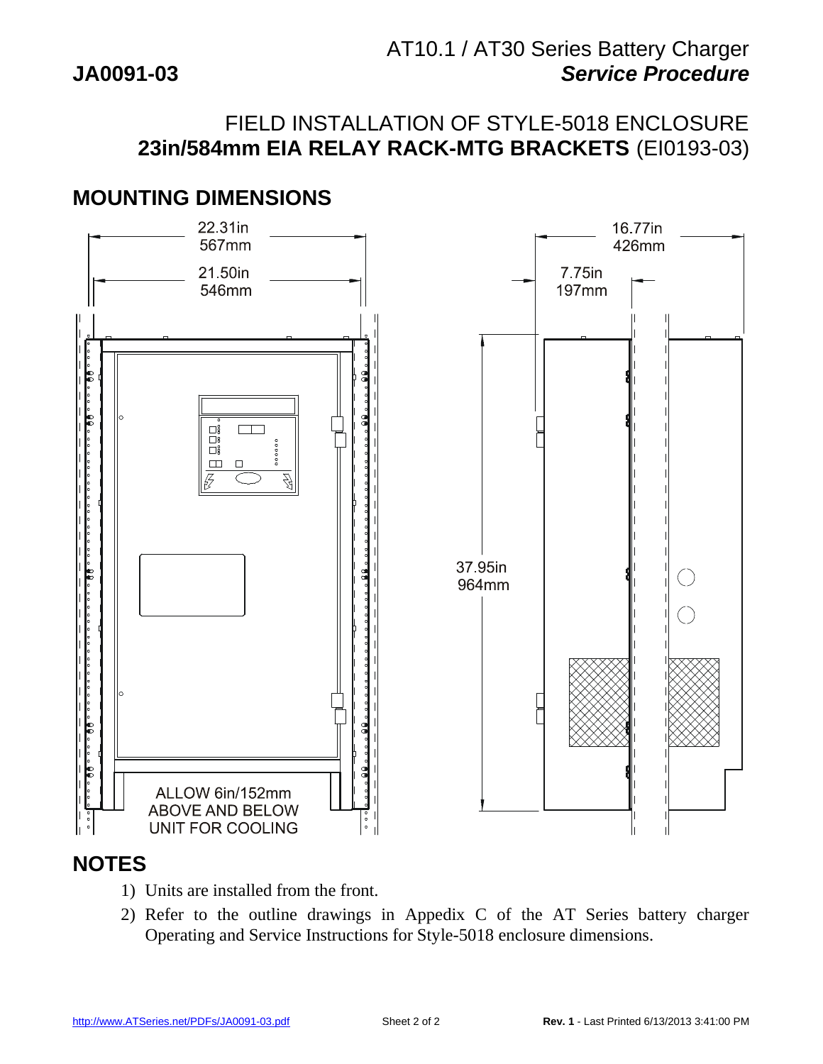# JA0091-03

AT10.1 / AT30 Series Battery Charger
***Service Procedure***

FIELD INSTALLATION OF STYLE-5018 ENCLOSURE
**23in/584mm EIA RELAY RACK-MTG BRACKETS** (EI0193-03)

## MOUNTING DIMENSIONS

22.31in
567mm

21.50in
546mm

16.77in
426mm

7.75in
197mm

37.95in
964mm

ALLOW 6in/152mm
ABOVE AND BELOW
UNIT FOR COOLING

## NOTES

1) Units are installed from the front.
2) Refer to the outline drawings in Appedix C of the AT Series battery charger Operating and Service Instructions for Style-5018 enclosure dimensions.

http://www.ATSeries.net/PDFs/JA0091-03.pdf

**Rev. 1** - Last Printed 6/13/2013 3:41:00 PM